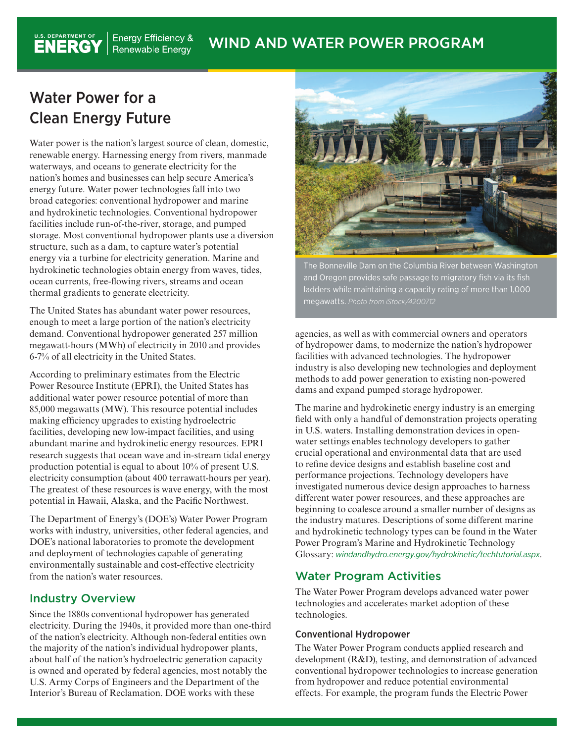WIND AND WATER POWER PROGRAM

# Water Power for a Clean Energy Future

Water power is the nation's largest source of clean, domestic, renewable energy. Harnessing energy from rivers, manmade waterways, and oceans to generate electricity for the nation's homes and businesses can help secure America's energy future. Water power technologies fall into two broad categories: conventional hydropower and marine and hydrokinetic technologies. Conventional hydropower facilities include run-of-the-river, storage, and pumped storage. Most conventional hydropower plants use a diversion structure, such as a dam, to capture water's potential energy via a turbine for electricity generation. Marine and hydrokinetic technologies obtain energy from waves, tides, ocean currents, free-flowing rivers, streams and ocean thermal gradients to generate electricity.

The United States has abundant water power resources, enough to meet a large portion of the nation's electricity demand. Conventional hydropower generated 257 million megawatt-hours (MWh) of electricity in 2010 and provides 6-7% of all electricity in the United States.

According to preliminary estimates from the Electric Power Resource Institute (EPRI), the United States has additional water power resource potential of more than 85,000 megawatts (MW). This resource potential includes making efficiency upgrades to existing hydroelectric facilities, developing new low-impact facilities, and using abundant marine and hydrokinetic energy resources. EPRI research suggests that ocean wave and in-stream tidal energy production potential is equal to about 10% of present U.S. electricity consumption (about 400 terrawatt-hours per year). The greatest of these resources is wave energy, with the most potential in Hawaii, Alaska, and the Pacific Northwest.

The Department of Energy's (DOE's) Water Power Program works with industry, universities, other federal agencies, and DOE's national laboratories to promote the development and deployment of technologies capable of generating environmentally sustainable and cost-effective electricity from the nation's water resources.

The Bonneville Dam on the Columbia River between Washington and Oregon provides safe passage to migratory fish via its fish ladders while maintaining a capacity rating of more than 1,000 megawatts. *Photo from iStock/4200712*

## Industry Overview

Since the 1880s conventional hydropower has generated electricity. During the 1940s, it provided more than one-third of the nation's electricity. Although non-federal entities own the majority of the nation's individual hydropower plants, about half of the nation's hydroelectric generation capacity is owned and operated by federal agencies, most notably the U.S. Army Corps of Engineers and the Department of the Interior's Bureau of Reclamation. DOE works with these agencies, as well as with commercial owners and operators of hydropower dams, to modernize the nation's hydropower facilities with advanced technologies. The hydropower industry is also developing new technologies and deployment methods to add power generation to existing non-powered dams and expand pumped storage hydropower.

The marine and hydrokinetic energy industry is an emerging field with only a handful of demonstration projects operating in U.S. waters. Installing demonstration devices in open-water settings enables technology developers to gather crucial operational and environmental data that are used to refine device designs and establish baseline cost and performance projections. Technology developers have investigated numerous device design approaches to harness different water power resources, and these approaches are beginning to coalesce around a smaller number of designs as the industry matures. Descriptions of some different marine and hydrokinetic technology types can be found in the Water Power Program's Marine and Hydrokinetic Technology Glossary: *windandhydro.energy.gov/hydrokinetic/techtutorial.aspx*.

## Water Program Activities

The Water Power Program develops advanced water power technologies and accelerates market adoption of these technologies.

### Conventional Hydropower

The Water Power Program conducts applied research and development (R&D), testing, and demonstration of advanced conventional hydropower technologies to increase generation from hydropower and reduce potential environmental effects. For example, the program funds the Electric Power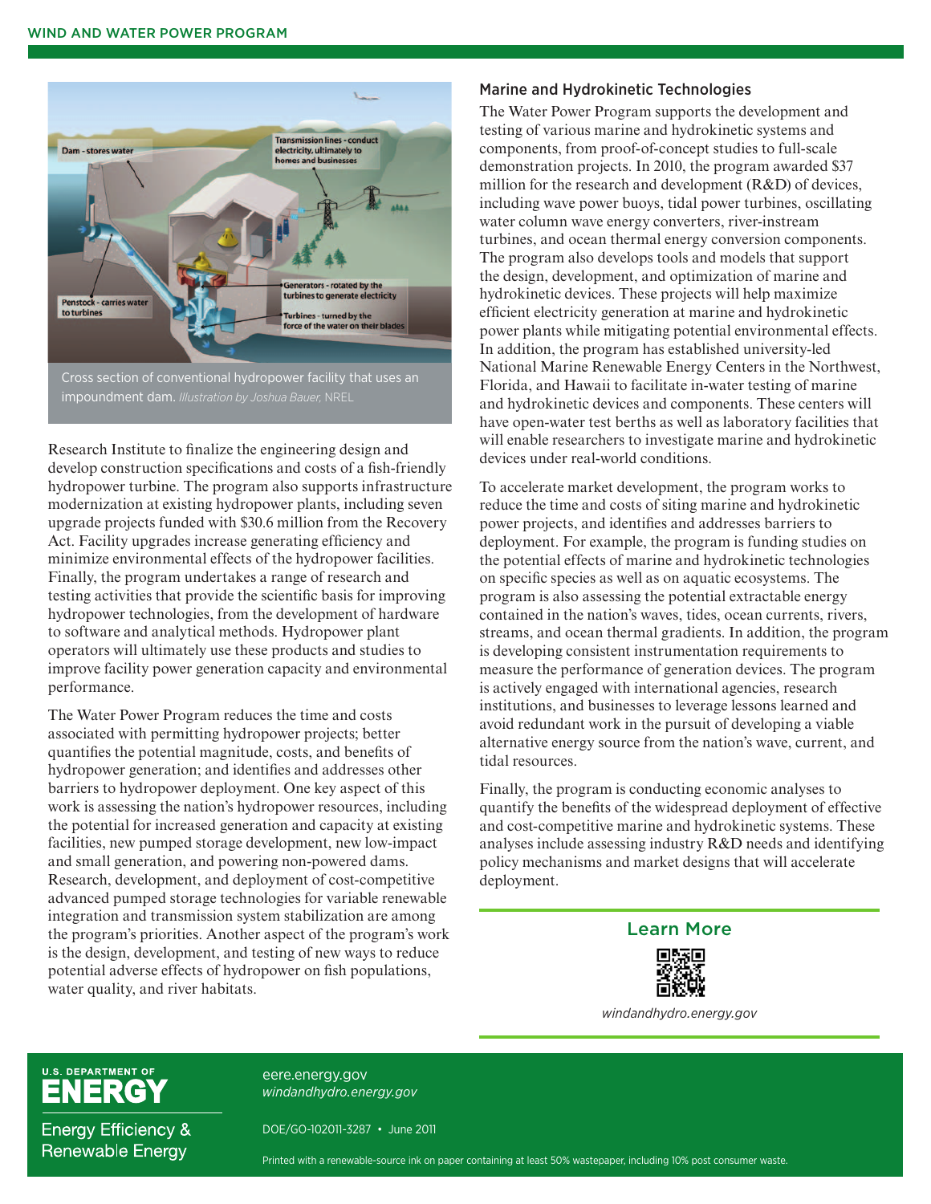Dam - stores water

Transmission lines - conduct electricity, ultimately to homes and businesses

Generators - rotated by the turbines to generate electricity

Penstock - carries water to turbines

Turbines - turned by the force of the water on their blades

Cross section of conventional hydropower facility that uses an impoundment dam. *Illustration by Joshua Bauer,* NREL

Research Institute to finalize the engineering design and develop construction specifications and costs of a fish-friendly hydropower turbine. The program also supports infrastructure modernization at existing hydropower plants, including seven upgrade projects funded with $30.6 million from the Recovery Act. Facility upgrades increase generating efficiency and minimize environmental effects of the hydropower facilities. Finally, the program undertakes a range of research and testing activities that provide the scientific basis for improving hydropower technologies, from the development of hardware to software and analytical methods. Hydropower plant operators will ultimately use these products and studies to improve facility power generation capacity and environmental performance.

The Water Power Program reduces the time and costs associated with permitting hydropower projects; better quantifies the potential magnitude, costs, and benefits of hydropower generation; and identifies and addresses other barriers to hydropower deployment. One key aspect of this work is assessing the nation's hydropower resources, including the potential for increased generation and capacity at existing facilities, new pumped storage development, new low-impact and small generation, and powering non-powered dams. Research, development, and deployment of cost-competitive advanced pumped storage technologies for variable renewable integration and transmission system stabilization are among the program's priorities. Another aspect of the program's work is the design, development, and testing of new ways to reduce potential adverse effects of hydropower on fish populations, water quality, and river habitats.

### Marine and Hydrokinetic Technologies

The Water Power Program supports the development and testing of various marine and hydrokinetic systems and components, from proof-of-concept studies to full-scale demonstration projects. In 2010, the program awarded $37 million for the research and development (R&D) of devices, including wave power buoys, tidal power turbines, oscillating water column wave energy converters, river-instream turbines, and ocean thermal energy conversion components. The program also develops tools and models that support the design, development, and optimization of marine and hydrokinetic devices. These projects will help maximize efficient electricity generation at marine and hydrokinetic power plants while mitigating potential environmental effects. In addition, the program has established university-led National Marine Renewable Energy Centers in the Northwest, Florida, and Hawaii to facilitate in-water testing of marine and hydrokinetic devices and components. These centers will have open-water test berths as well as laboratory facilities that will enable researchers to investigate marine and hydrokinetic devices under real-world conditions.

To accelerate market development, the program works to reduce the time and costs of siting marine and hydrokinetic power projects, and identifies and addresses barriers to deployment. For example, the program is funding studies on the potential effects of marine and hydrokinetic technologies on specific species as well as on aquatic ecosystems. The program is also assessing the potential extractable energy contained in the nation's waves, tides, ocean currents, rivers, streams, and ocean thermal gradients. In addition, the program is developing consistent instrumentation requirements to measure the performance of generation devices. The program is actively engaged with international agencies, research institutions, and businesses to leverage lessons learned and avoid redundant work in the pursuit of developing a viable alternative energy source from the nation's wave, current, and tidal resources.

Finally, the program is conducting economic analyses to quantify the benefits of the widespread deployment of effective and cost-competitive marine and hydrokinetic systems. These analyses include assessing industry R&D needs and identifying policy mechanisms and market designs that will accelerate deployment.

### Learn More

*windandhydro.energy.gov*

U.S. DEPARTMENT OF ENERGY

Energy Efficiency & Renewable Energy

eere.energy.gov
*windandhydro.energy.gov*

DOE/GO-102011-3287 • June 2011

Printed with a renewable-source ink on paper containing at least 50% wastepaper, including 10% post consumer waste.